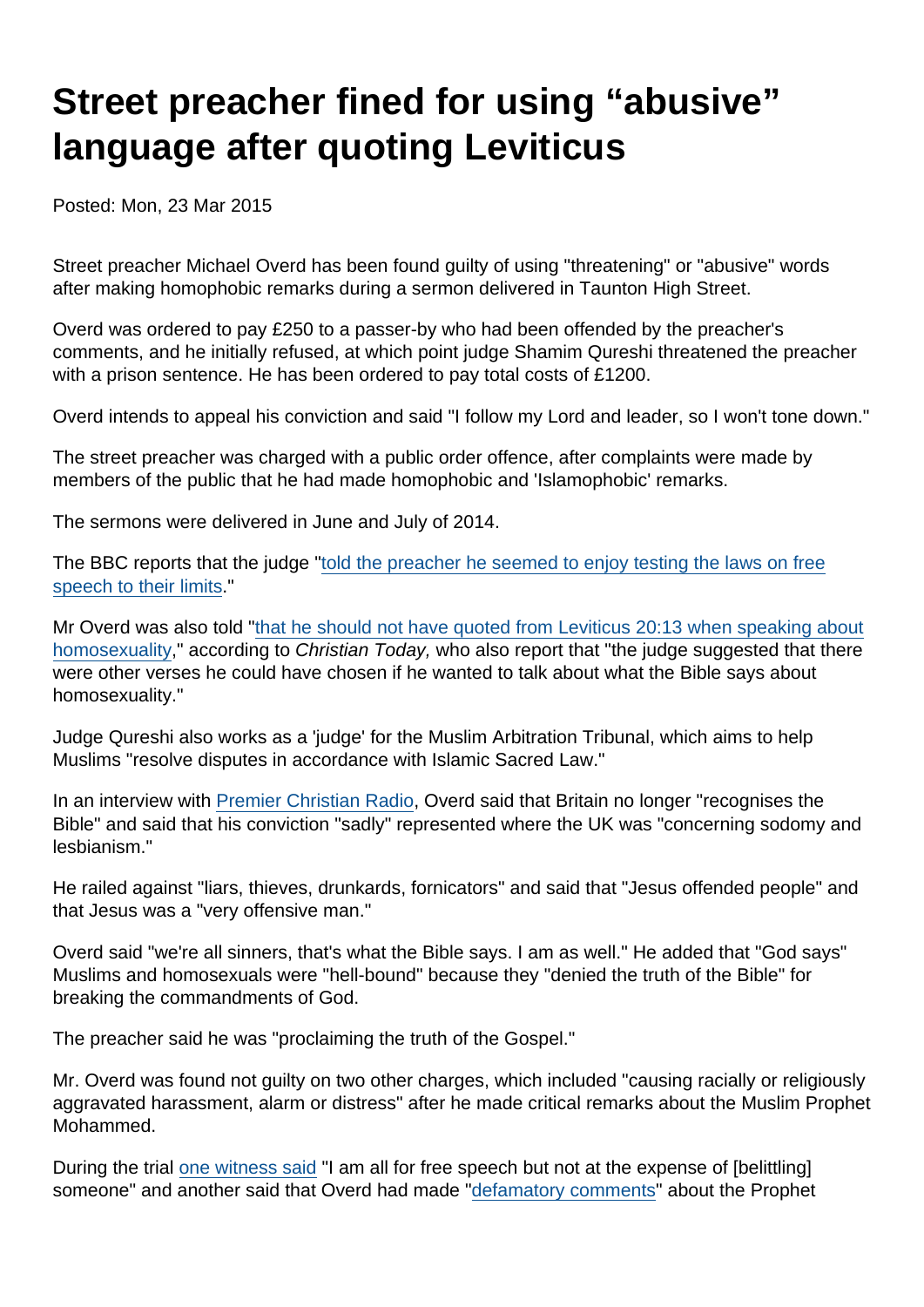# Street preacher fined for using "abusive" language after quoting Leviticus

Posted: Mon, 23 Mar 2015

Street preacher Michael Overd has been found guilty of using "threatening" or "abusive" words after making homophobic remarks during a sermon delivered in Taunton High Street.

Overd was ordered to pay £250 to a passer-by who had been offended by the preacher's comments, and he initially refused, at which point judge Shamim Qureshi threatened the preacher with a prison sentence. He has been ordered to pay total costs of £1200.

Overd intends to appeal his conviction and said "I follow my Lord and leader, so I won't tone down."

The street preacher was charged with a public order offence, after complaints were made by members of the public that he had made homophobic and 'Islamophobic' remarks.

The sermons were delivered in June and July of 2014.

The BBC reports that the judge "told the preacher he seemed to enjoy testing the laws on free speech to their limits."

Mr Overd was also told "that he should not have quoted from Leviticus 20:13 when speaking about homosexuality," according to *Christian Today,* who also report that "the judge suggested that there were other verses he could have chosen if he wanted to talk about what the Bible says about homosexuality."

Judge Qureshi also works as a 'judge' for the Muslim Arbitration Tribunal, which aims to help Muslims "resolve disputes in accordance with Islamic Sacred Law."

In an interview with Premier Christian Radio, Overd said that Britain no longer "recognises the Bible" and said that his conviction "sadly" represented where the UK was "concerning sodomy and lesbianism."

He railed against "liars, thieves, drunkards, fornicators" and said that "Jesus offended people" and that Jesus was a "very offensive man."

Overd said "we're all sinners, that's what the Bible says. I am as well." He added that "God says" Muslims and homosexuals were "hell-bound" because they "denied the truth of the Bible" for breaking the commandments of God.

The preacher said he was "proclaiming the truth of the Gospel."

Mr. Overd was found not guilty on two other charges, which included "causing racially or religiously aggravated harassment, alarm or distress" after he made critical remarks about the Muslim Prophet Mohammed.

During the trial one witness said "I am all for free speech but not at the expense of [belittling] someone" and another said that Overd had made "defamatory comments" about the Prophet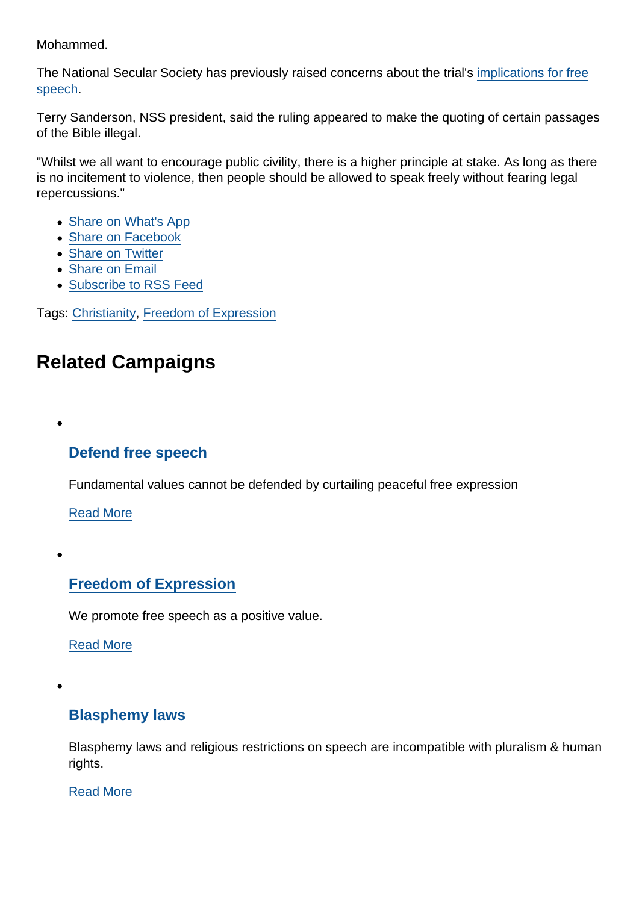Mohammed.

The National Secular Society has previously raised concerns about the trial's [implications for free speech](#).

Terry Sanderson, NSS president, said the ruling appeared to make the quoting of certain passages of the Bible illegal.

"Whilst we all want to encourage public civility, there is a higher principle at stake. As long as there is no incitement to violence, then people should be allowed to speak freely without fearing legal repercussions."

- Share on What's App
- Share on Facebook
- Share on Twitter
- Share on Email
- Subscribe to RSS Feed

Tags: Christianity, Freedom of Expression

## Related Campaigns

- ### Defend free speech

  Fundamental values cannot be defended by curtailing peaceful free expression

  Read More

- ### Freedom of Expression

  We promote free speech as a positive value.

  Read More

- ### Blasphemy laws

  Blasphemy laws and religious restrictions on speech are incompatible with pluralism & human rights.

  Read More